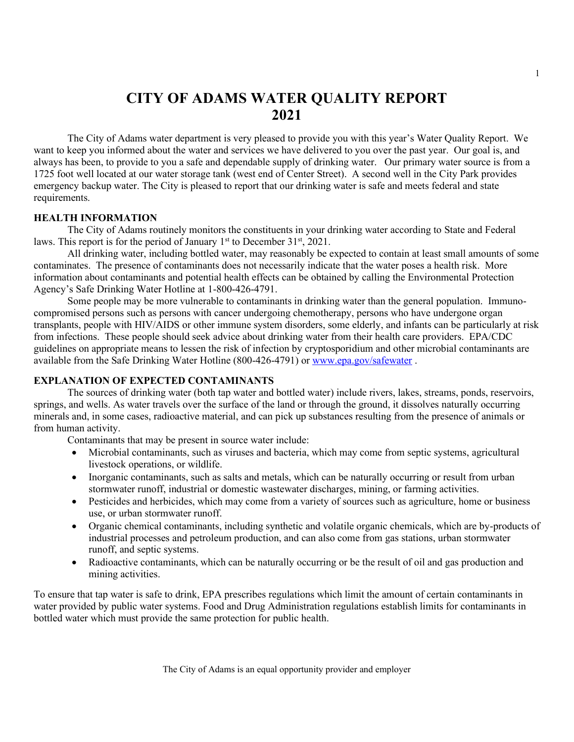# CITY OF ADAMS WATER QUALITY REPORT 2021

The City of Adams water department is very pleased to provide you with this year's Water Quality Report. We want to keep you informed about the water and services we have delivered to you over the past year. Our goal is, and always has been, to provide to you a safe and dependable supply of drinking water. Our primary water source is from a 1725 foot well located at our water storage tank (west end of Center Street). A second well in the City Park provides emergency backup water. The City is pleased to report that our drinking water is safe and meets federal and state requirements.

**HEALTH INFORMATION**

The City of Adams routinely monitors the constituents in your drinking water according to State and Federal laws. This report is for the period of January 1st to December 31st, 2021.

All drinking water, including bottled water, may reasonably be expected to contain at least small amounts of some contaminates. The presence of contaminants does not necessarily indicate that the water poses a health risk. More information about contaminants and potential health effects can be obtained by calling the Environmental Protection Agency's Safe Drinking Water Hotline at 1-800-426-4791.

Some people may be more vulnerable to contaminants in drinking water than the general population. Immuno-compromised persons such as persons with cancer undergoing chemotherapy, persons who have undergone organ transplants, people with HIV/AIDS or other immune system disorders, some elderly, and infants can be particularly at risk from infections. These people should seek advice about drinking water from their health care providers. EPA/CDC guidelines on appropriate means to lessen the risk of infection by cryptosporidium and other microbial contaminants are available from the Safe Drinking Water Hotline (800-426-4791) or www.epa.gov/safewater .

**EXPLANATION OF EXPECTED CONTAMINANTS**

The sources of drinking water (both tap water and bottled water) include rivers, lakes, streams, ponds, reservoirs, springs, and wells. As water travels over the surface of the land or through the ground, it dissolves naturally occurring minerals and, in some cases, radioactive material, and can pick up substances resulting from the presence of animals or from human activity.

Contaminants that may be present in source water include:

- Microbial contaminants, such as viruses and bacteria, which may come from septic systems, agricultural livestock operations, or wildlife.
- Inorganic contaminants, such as salts and metals, which can be naturally occurring or result from urban stormwater runoff, industrial or domestic wastewater discharges, mining, or farming activities.
- Pesticides and herbicides, which may come from a variety of sources such as agriculture, home or business use, or urban stormwater runoff.
- Organic chemical contaminants, including synthetic and volatile organic chemicals, which are by-products of industrial processes and petroleum production, and can also come from gas stations, urban stormwater runoff, and septic systems.
- Radioactive contaminants, which can be naturally occurring or be the result of oil and gas production and mining activities.

To ensure that tap water is safe to drink, EPA prescribes regulations which limit the amount of certain contaminants in water provided by public water systems. Food and Drug Administration regulations establish limits for contaminants in bottled water which must provide the same protection for public health.

The City of Adams is an equal opportunity provider and employer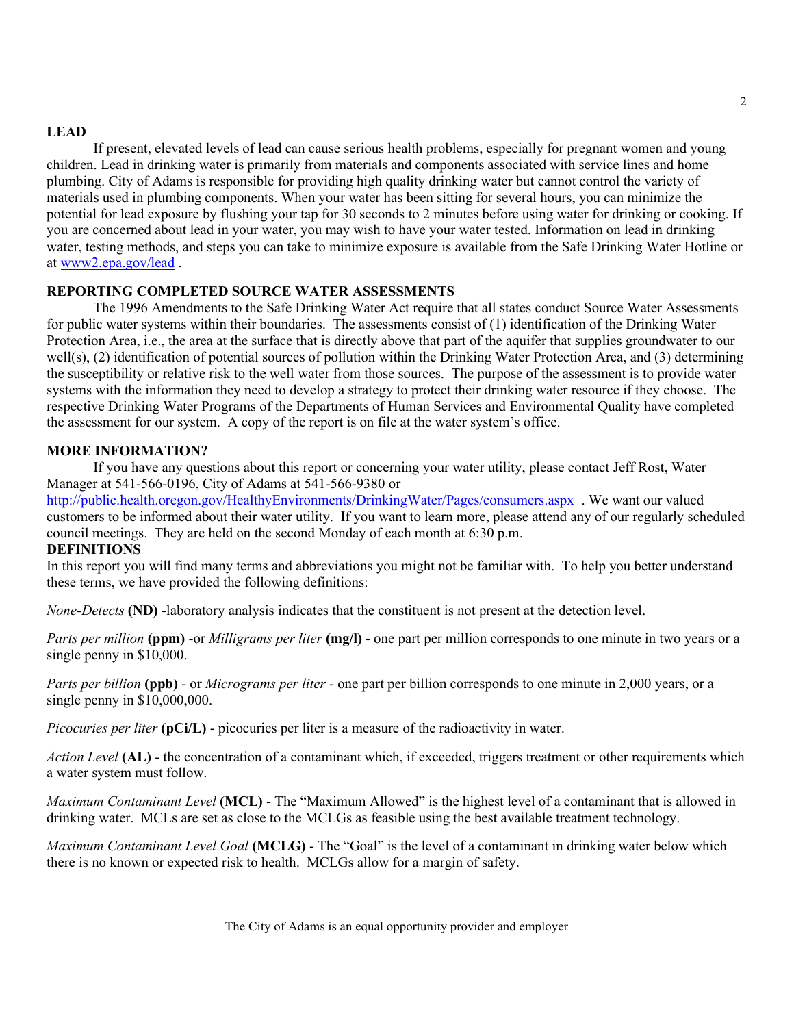## LEAD

If present, elevated levels of lead can cause serious health problems, especially for pregnant women and young children. Lead in drinking water is primarily from materials and components associated with service lines and home plumbing. City of Adams is responsible for providing high quality drinking water but cannot control the variety of materials used in plumbing components. When your water has been sitting for several hours, you can minimize the potential for lead exposure by flushing your tap for 30 seconds to 2 minutes before using water for drinking or cooking. If you are concerned about lead in your water, you may wish to have your water tested. Information on lead in drinking water, testing methods, and steps you can take to minimize exposure is available from the Safe Drinking Water Hotline or at www2.epa.gov/lead .

## REPORTING COMPLETED SOURCE WATER ASSESSMENTS

The 1996 Amendments to the Safe Drinking Water Act require that all states conduct Source Water Assessments for public water systems within their boundaries. The assessments consist of (1) identification of the Drinking Water Protection Area, i.e., the area at the surface that is directly above that part of the aquifer that supplies groundwater to our well(s), (2) identification of potential sources of pollution within the Drinking Water Protection Area, and (3) determining the susceptibility or relative risk to the well water from those sources. The purpose of the assessment is to provide water systems with the information they need to develop a strategy to protect their drinking water resource if they choose. The respective Drinking Water Programs of the Departments of Human Services and Environmental Quality have completed the assessment for our system. A copy of the report is on file at the water system's office.

## MORE INFORMATION?

If you have any questions about this report or concerning your water utility, please contact Jeff Rost, Water Manager at 541-566-0196, City of Adams at 541-566-9380 or http://public.health.oregon.gov/HealthyEnvironments/DrinkingWater/Pages/consumers.aspx . We want our valued customers to be informed about their water utility. If you want to learn more, please attend any of our regularly scheduled council meetings. They are held on the second Monday of each month at 6:30 p.m.

## DEFINITIONS

In this report you will find many terms and abbreviations you might not be familiar with. To help you better understand these terms, we have provided the following definitions:

*None-Detects* **(ND)** -laboratory analysis indicates that the constituent is not present at the detection level.

*Parts per million* **(ppm)** -or *Milligrams per liter* **(mg/l)** - one part per million corresponds to one minute in two years or a single penny in $10,000.

*Parts per billion* **(ppb)** - or *Micrograms per liter* - one part per billion corresponds to one minute in 2,000 years, or a single penny in $10,000,000.

*Picocuries per liter* **(pCi/L)** - picocuries per liter is a measure of the radioactivity in water.

*Action Level* **(AL)** - the concentration of a contaminant which, if exceeded, triggers treatment or other requirements which a water system must follow.

*Maximum Contaminant Level* **(MCL)** - The "Maximum Allowed" is the highest level of a contaminant that is allowed in drinking water. MCLs are set as close to the MCLGs as feasible using the best available treatment technology.

*Maximum Contaminant Level Goal* **(MCLG)** - The "Goal" is the level of a contaminant in drinking water below which there is no known or expected risk to health. MCLGs allow for a margin of safety.

The City of Adams is an equal opportunity provider and employer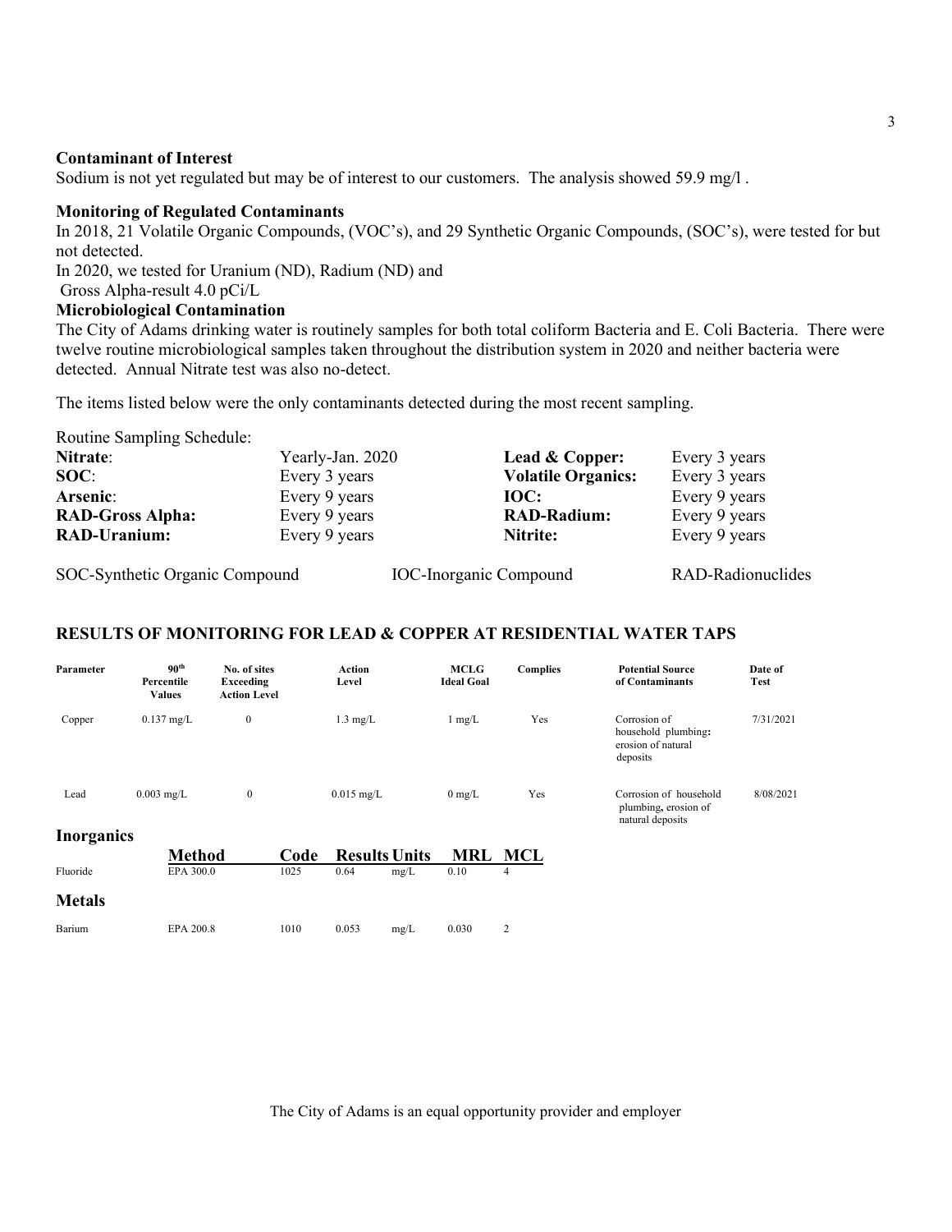**Contaminant of Interest**

Sodium is not yet regulated but may be of interest to our customers. The analysis showed 59.9 mg/l .

**Monitoring of Regulated Contaminants**

In 2018, 21 Volatile Organic Compounds, (VOC's), and 29 Synthetic Organic Compounds, (SOC's), were tested for but not detected.

In 2020, we tested for Uranium (ND), Radium (ND) and
Gross Alpha-result 4.0 pCi/L

**Microbiological Contamination**

The City of Adams drinking water is routinely samples for both total coliform Bacteria and E. Coli Bacteria. There were twelve routine microbiological samples taken throughout the distribution system in 2020 and neither bacteria were detected. Annual Nitrate test was also no-detect.

The items listed below were the only contaminants detected during the most recent sampling.

Routine Sampling Schedule:

| | | | |
|---|---|---|---|
| **Nitrate**: | Yearly-Jan. 2020 | **Lead & Copper:** | Every 3 years |
| **SOC**: | Every 3 years | **Volatile Organics:** | Every 3 years |
| **Arsenic**: | Every 9 years | **IOC:** | Every 9 years |
| **RAD-Gross Alpha:** | Every 9 years | **RAD-Radium:** | Every 9 years |
| **RAD-Uranium:** | Every 9 years | **Nitrite:** | Every 9 years |

SOC-Synthetic Organic Compound IOC-Inorganic Compound RAD-Radionuclides

## RESULTS OF MONITORING FOR LEAD & COPPER AT RESIDENTIAL WATER TAPS

| Parameter | 90th Percentile Values | No. of sites Exceeding Action Level | Action Level | MCLG Ideal Goal | Complies | Potential Source of Contaminants | Date of Test |
|---|---|---|---|---|---|---|---|
| Copper | 0.137 mg/L | 0 | 1.3 mg/L | 1 mg/L | Yes | Corrosion of household plumbing: erosion of natural deposits | 7/31/2021 |
| Lead | 0.003 mg/L | 0 | 0.015 mg/L | 0 mg/L | Yes | Corrosion of household plumbing, erosion of natural deposits | 8/08/2021 |

### Inorganics

| | Method | Code | Results | Units | MRL | MCL |
|---|---|---|---|---|---|---|
| Fluoride | EPA 300.0 | 1025 | 0.64 | mg/L | 0.10 | 4 |

### Metals

| | Method | Code | Results | Units | MRL | MCL |
|---|---|---|---|---|---|---|
| Barium | EPA 200.8 | 1010 | 0.053 | mg/L | 0.030 | 2 |

The City of Adams is an equal opportunity provider and employer